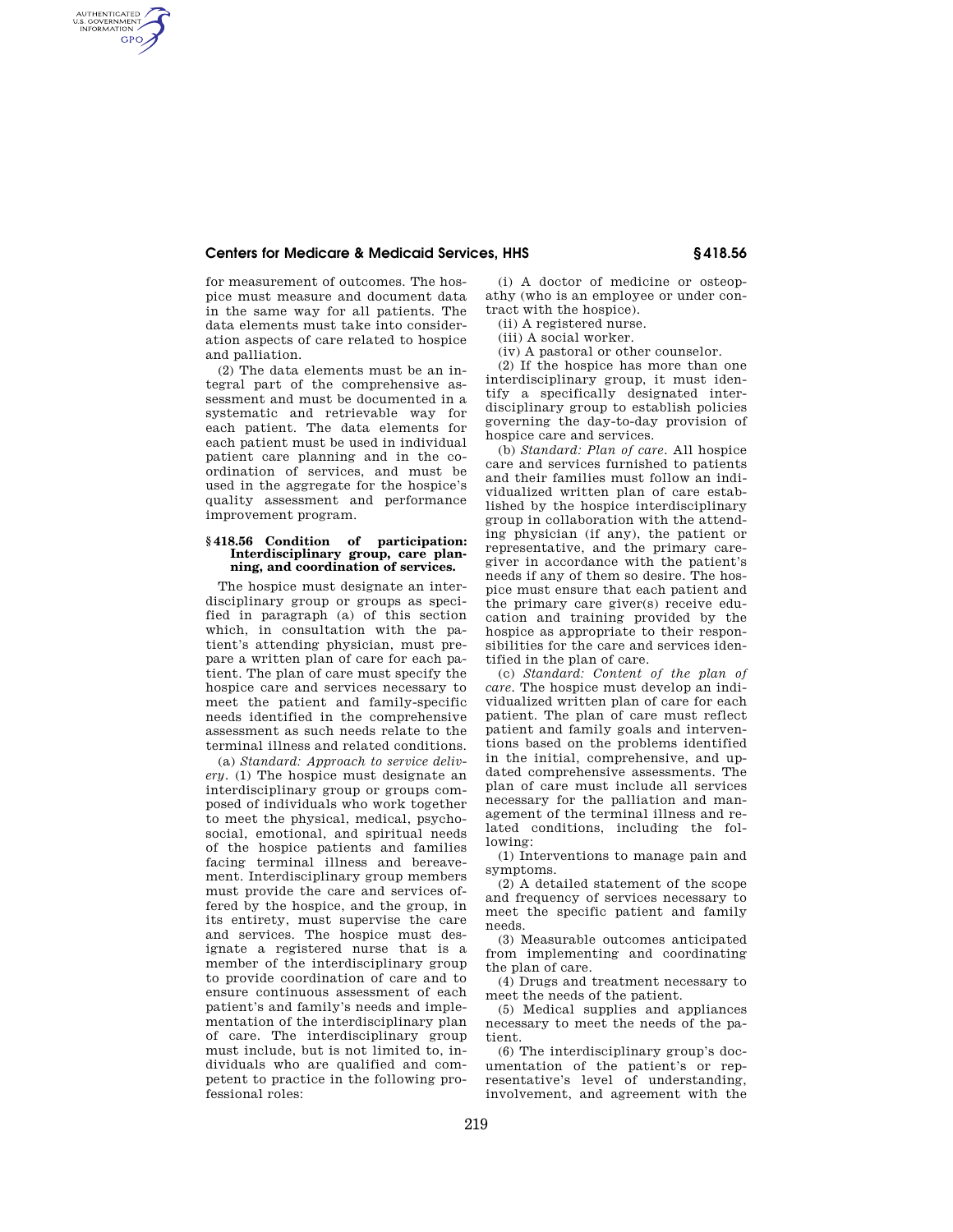for measurement of outcomes. The hospice must measure and document data in the same way for all patients. The data elements must take into consideration aspects of care related to hospice and palliation.

(2) The data elements must be an integral part of the comprehensive assessment and must be documented in a systematic and retrievable way for each patient. The data elements for each patient must be used in individual patient care planning and in the coordination of services, and must be used in the aggregate for the hospice's quality assessment and performance improvement program.

## § 418.56 Condition of participation: Interdisciplinary group, care planning, and coordination of services.

The hospice must designate an interdisciplinary group or groups as specified in paragraph (a) of this section which, in consultation with the patient's attending physician, must prepare a written plan of care for each patient. The plan of care must specify the hospice care and services necessary to meet the patient and family-specific needs identified in the comprehensive assessment as such needs relate to the terminal illness and related conditions.

(a) *Standard: Approach to service delivery.* (1) The hospice must designate an interdisciplinary group or groups composed of individuals who work together to meet the physical, medical, psychosocial, emotional, and spiritual needs of the hospice patients and families facing terminal illness and bereavement. Interdisciplinary group members must provide the care and services offered by the hospice, and the group, in its entirety, must supervise the care and services. The hospice must designate a registered nurse that is a member of the interdisciplinary group to provide coordination of care and to ensure continuous assessment of each patient's and family's needs and implementation of the interdisciplinary plan of care. The interdisciplinary group must include, but is not limited to, individuals who are qualified and competent to practice in the following professional roles:

(i) A doctor of medicine or osteopathy (who is an employee or under contract with the hospice).

(ii) A registered nurse.

(iii) A social worker.

(iv) A pastoral or other counselor.

(2) If the hospice has more than one interdisciplinary group, it must identify a specifically designated interdisciplinary group to establish policies governing the day-to-day provision of hospice care and services.

(b) *Standard: Plan of care.* All hospice care and services furnished to patients and their families must follow an individualized written plan of care established by the hospice interdisciplinary group in collaboration with the attending physician (if any), the patient or representative, and the primary caregiver in accordance with the patient's needs if any of them so desire. The hospice must ensure that each patient and the primary care giver(s) receive education and training provided by the hospice as appropriate to their responsibilities for the care and services identified in the plan of care.

(c) *Standard: Content of the plan of care.* The hospice must develop an individualized written plan of care for each patient. The plan of care must reflect patient and family goals and interventions based on the problems identified in the initial, comprehensive, and updated comprehensive assessments. The plan of care must include all services necessary for the palliation and management of the terminal illness and related conditions, including the following:

(1) Interventions to manage pain and symptoms.

(2) A detailed statement of the scope and frequency of services necessary to meet the specific patient and family needs.

(3) Measurable outcomes anticipated from implementing and coordinating the plan of care.

(4) Drugs and treatment necessary to meet the needs of the patient.

(5) Medical supplies and appliances necessary to meet the needs of the patient.

(6) The interdisciplinary group's documentation of the patient's or representative's level of understanding, involvement, and agreement with the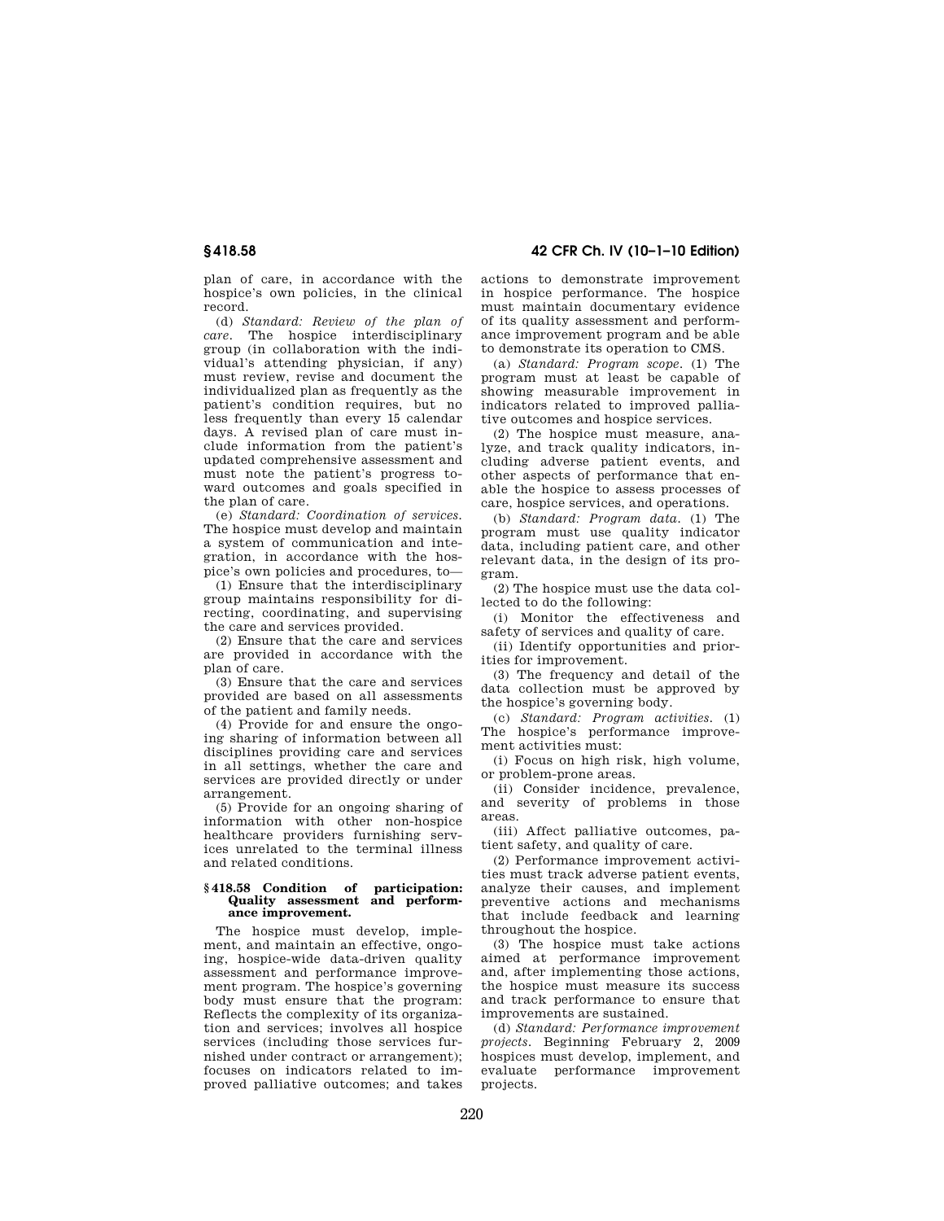plan of care, in accordance with the hospice's own policies, in the clinical record.

(d) *Standard: Review of the plan of care.* The hospice interdisciplinary group (in collaboration with the individual's attending physician, if any) must review, revise and document the individualized plan as frequently as the patient's condition requires, but no less frequently than every 15 calendar days. A revised plan of care must include information from the patient's updated comprehensive assessment and must note the patient's progress toward outcomes and goals specified in the plan of care.

(e) *Standard: Coordination of services.* The hospice must develop and maintain a system of communication and integration, in accordance with the hospice's own policies and procedures, to—

(1) Ensure that the interdisciplinary group maintains responsibility for directing, coordinating, and supervising the care and services provided.

(2) Ensure that the care and services are provided in accordance with the plan of care.

(3) Ensure that the care and services provided are based on all assessments of the patient and family needs.

(4) Provide for and ensure the ongoing sharing of information between all disciplines providing care and services in all settings, whether the care and services are provided directly or under arrangement.

(5) Provide for an ongoing sharing of information with other non-hospice healthcare providers furnishing services unrelated to the terminal illness and related conditions.

### §418.58 Condition of participation: Quality assessment and performance improvement.

The hospice must develop, implement, and maintain an effective, ongoing, hospice-wide data-driven quality assessment and performance improvement program. The hospice's governing body must ensure that the program: Reflects the complexity of its organization and services; involves all hospice services (including those services furnished under contract or arrangement); focuses on indicators related to improved palliative outcomes; and takes actions to demonstrate improvement in hospice performance. The hospice must maintain documentary evidence of its quality assessment and performance improvement program and be able to demonstrate its operation to CMS.

(a) *Standard: Program scope.* (1) The program must at least be capable of showing measurable improvement in indicators related to improved palliative outcomes and hospice services.

(2) The hospice must measure, analyze, and track quality indicators, including adverse patient events, and other aspects of performance that enable the hospice to assess processes of care, hospice services, and operations.

(b) *Standard: Program data.* (1) The program must use quality indicator data, including patient care, and other relevant data, in the design of its program.

(2) The hospice must use the data collected to do the following:

(i) Monitor the effectiveness and safety of services and quality of care.

(ii) Identify opportunities and priorities for improvement.

(3) The frequency and detail of the data collection must be approved by the hospice's governing body.

(c) *Standard: Program activities.* (1) The hospice's performance improvement activities must:

(i) Focus on high risk, high volume, or problem-prone areas.

(ii) Consider incidence, prevalence, and severity of problems in those areas.

(iii) Affect palliative outcomes, patient safety, and quality of care.

(2) Performance improvement activities must track adverse patient events, analyze their causes, and implement preventive actions and mechanisms that include feedback and learning throughout the hospice.

(3) The hospice must take actions aimed at performance improvement and, after implementing those actions, the hospice must measure its success and track performance to ensure that improvements are sustained.

(d) *Standard: Performance improvement projects.* Beginning February 2, 2009 hospices must develop, implement, and evaluate performance improvement projects.